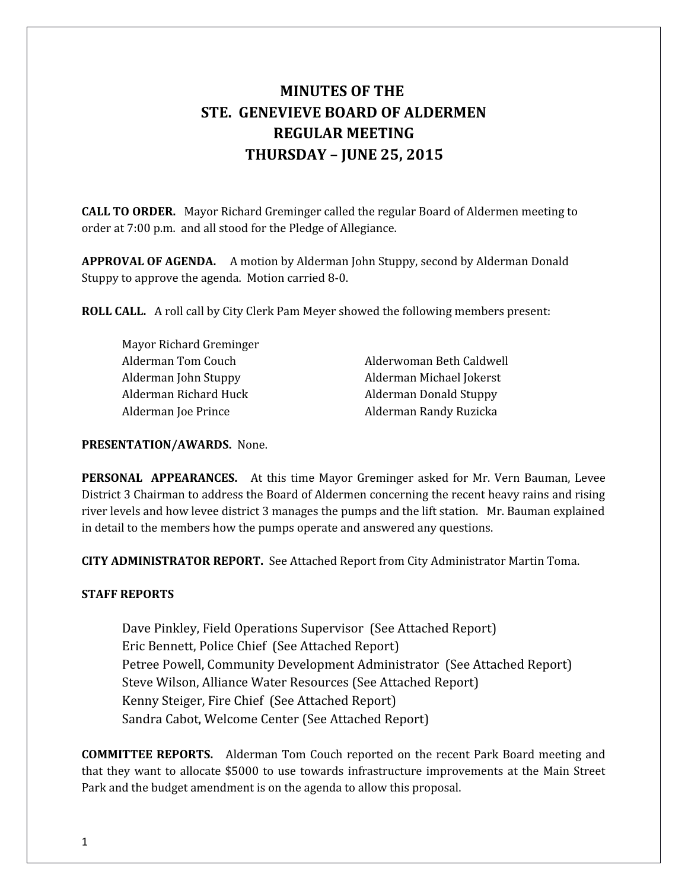# MINUTES OF THE
# STE. GENEVIEVE BOARD OF ALDERMEN
# REGULAR MEETING
# THURSDAY – JUNE 25, 2015

**CALL TO ORDER.** Mayor Richard Greminger called the regular Board of Aldermen meeting to order at 7:00 p.m. and all stood for the Pledge of Allegiance.

**APPROVAL OF AGENDA.** A motion by Alderman John Stuppy, second by Alderman Donald Stuppy to approve the agenda. Motion carried 8-0.

**ROLL CALL.** A roll call by City Clerk Pam Meyer showed the following members present:

Mayor Richard Greminger

Alderman Tom Couch
Alderman John Stuppy
Alderman Richard Huck
Alderman Joe Prince
Alderwoman Beth Caldwell
Alderman Michael Jokerst
Alderman Donald Stuppy
Alderman Randy Ruzicka

**PRESENTATION/AWARDS.** None.

**PERSONAL APPEARANCES.** At this time Mayor Greminger asked for Mr. Vern Bauman, Levee District 3 Chairman to address the Board of Aldermen concerning the recent heavy rains and rising river levels and how levee district 3 manages the pumps and the lift station. Mr. Bauman explained in detail to the members how the pumps operate and answered any questions.

**CITY ADMINISTRATOR REPORT.** See Attached Report from City Administrator Martin Toma.

**STAFF REPORTS**

Dave Pinkley, Field Operations Supervisor (See Attached Report)
Eric Bennett, Police Chief (See Attached Report)
Petree Powell, Community Development Administrator (See Attached Report)
Steve Wilson, Alliance Water Resources (See Attached Report)
Kenny Steiger, Fire Chief (See Attached Report)
Sandra Cabot, Welcome Center (See Attached Report)

**COMMITTEE REPORTS.** Alderman Tom Couch reported on the recent Park Board meeting and that they want to allocate $5000 to use towards infrastructure improvements at the Main Street Park and the budget amendment is on the agenda to allow this proposal.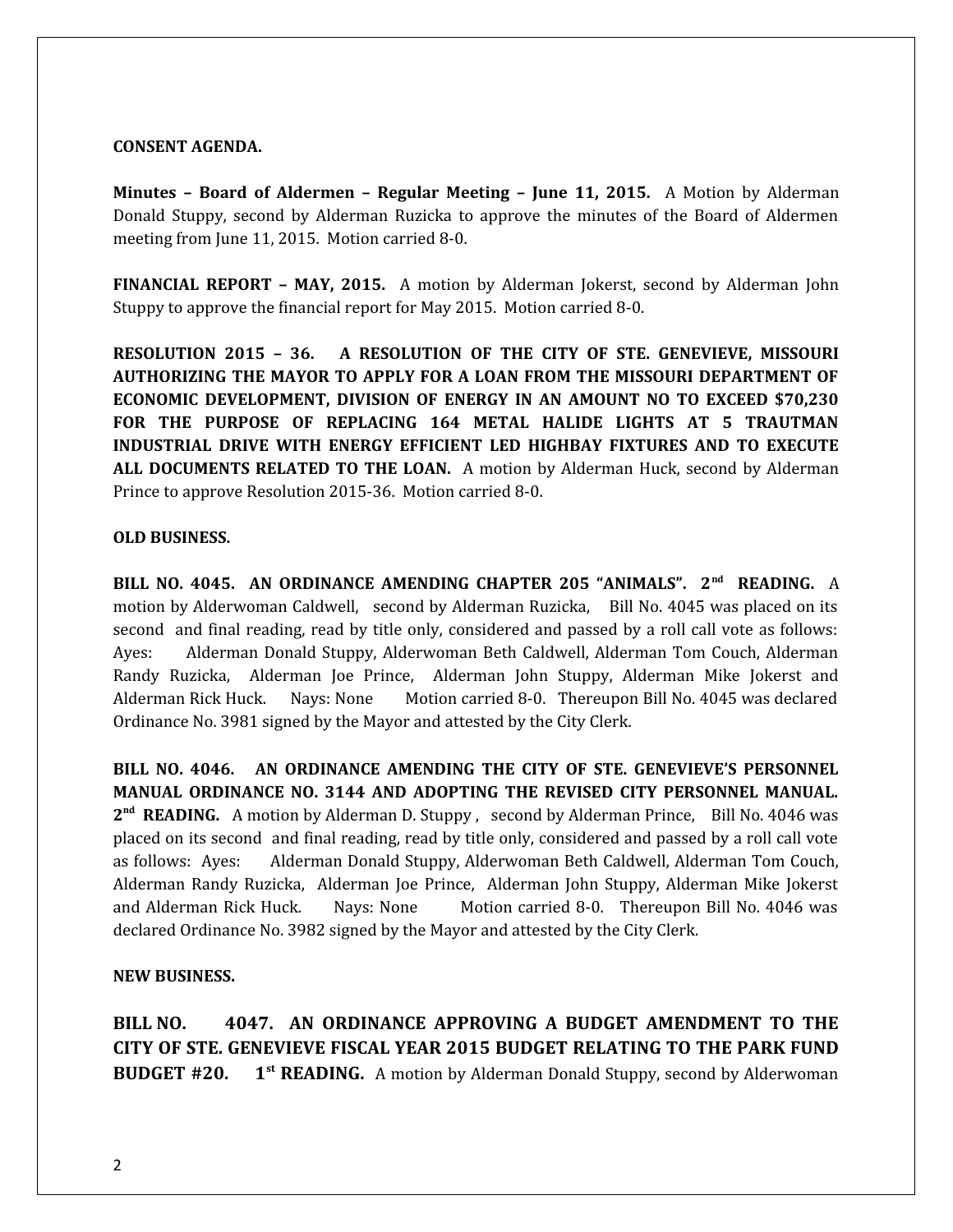**CONSENT AGENDA.**

**Minutes – Board of Aldermen – Regular Meeting – June 11, 2015.** A Motion by Alderman Donald Stuppy, second by Alderman Ruzicka to approve the minutes of the Board of Aldermen meeting from June 11, 2015. Motion carried 8-0.

**FINANCIAL REPORT – MAY, 2015.** A motion by Alderman Jokerst, second by Alderman John Stuppy to approve the financial report for May 2015. Motion carried 8-0.

**RESOLUTION 2015 – 36. A RESOLUTION OF THE CITY OF STE. GENEVIEVE, MISSOURI AUTHORIZING THE MAYOR TO APPLY FOR A LOAN FROM THE MISSOURI DEPARTMENT OF ECONOMIC DEVELOPMENT, DIVISION OF ENERGY IN AN AMOUNT NO TO EXCEED $70,230 FOR THE PURPOSE OF REPLACING 164 METAL HALIDE LIGHTS AT 5 TRAUTMAN INDUSTRIAL DRIVE WITH ENERGY EFFICIENT LED HIGHBAY FIXTURES AND TO EXECUTE ALL DOCUMENTS RELATED TO THE LOAN.** A motion by Alderman Huck, second by Alderman Prince to approve Resolution 2015-36. Motion carried 8-0.

**OLD BUSINESS.**

**BILL NO. 4045. AN ORDINANCE AMENDING CHAPTER 205 "ANIMALS". 2nd READING.** A motion by Alderwoman Caldwell, second by Alderman Ruzicka, Bill No. 4045 was placed on its second and final reading, read by title only, considered and passed by a roll call vote as follows: Ayes: Alderman Donald Stuppy, Alderwoman Beth Caldwell, Alderman Tom Couch, Alderman Randy Ruzicka, Alderman Joe Prince, Alderman John Stuppy, Alderman Mike Jokerst and Alderman Rick Huck. Nays: None Motion carried 8-0. Thereupon Bill No. 4045 was declared Ordinance No. 3981 signed by the Mayor and attested by the City Clerk.

**BILL NO. 4046. AN ORDINANCE AMENDING THE CITY OF STE. GENEVIEVE'S PERSONNEL MANUAL ORDINANCE NO. 3144 AND ADOPTING THE REVISED CITY PERSONNEL MANUAL. 2nd READING.** A motion by Alderman D. Stuppy , second by Alderman Prince, Bill No. 4046 was placed on its second and final reading, read by title only, considered and passed by a roll call vote as follows: Ayes: Alderman Donald Stuppy, Alderwoman Beth Caldwell, Alderman Tom Couch, Alderman Randy Ruzicka, Alderman Joe Prince, Alderman John Stuppy, Alderman Mike Jokerst and Alderman Rick Huck. Nays: None Motion carried 8-0. Thereupon Bill No. 4046 was declared Ordinance No. 3982 signed by the Mayor and attested by the City Clerk.

**NEW BUSINESS.**

**BILL NO. 4047. AN ORDINANCE APPROVING A BUDGET AMENDMENT TO THE CITY OF STE. GENEVIEVE FISCAL YEAR 2015 BUDGET RELATING TO THE PARK FUND BUDGET #20. 1st READING.** A motion by Alderman Donald Stuppy, second by Alderwoman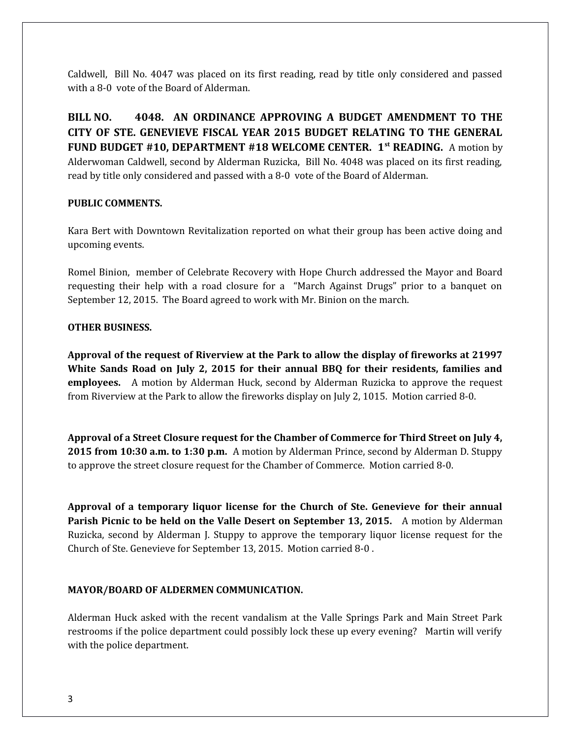Caldwell, Bill No. 4047 was placed on its first reading, read by title only considered and passed with a 8-0 vote of the Board of Alderman.

**BILL NO. 4048. AN ORDINANCE APPROVING A BUDGET AMENDMENT TO THE CITY OF STE. GENEVIEVE FISCAL YEAR 2015 BUDGET RELATING TO THE GENERAL FUND BUDGET #10, DEPARTMENT #18 WELCOME CENTER. 1st READING.** A motion by Alderwoman Caldwell, second by Alderman Ruzicka, Bill No. 4048 was placed on its first reading, read by title only considered and passed with a 8-0 vote of the Board of Alderman.

**PUBLIC COMMENTS.**

Kara Bert with Downtown Revitalization reported on what their group has been active doing and upcoming events.

Romel Binion, member of Celebrate Recovery with Hope Church addressed the Mayor and Board requesting their help with a road closure for a "March Against Drugs" prior to a banquet on September 12, 2015. The Board agreed to work with Mr. Binion on the march.

**OTHER BUSINESS.**

**Approval of the request of Riverview at the Park to allow the display of fireworks at 21997 White Sands Road on July 2, 2015 for their annual BBQ for their residents, families and employees.** A motion by Alderman Huck, second by Alderman Ruzicka to approve the request from Riverview at the Park to allow the fireworks display on July 2, 1015. Motion carried 8-0.

**Approval of a Street Closure request for the Chamber of Commerce for Third Street on July 4, 2015 from 10:30 a.m. to 1:30 p.m.** A motion by Alderman Prince, second by Alderman D. Stuppy to approve the street closure request for the Chamber of Commerce. Motion carried 8-0.

**Approval of a temporary liquor license for the Church of Ste. Genevieve for their annual Parish Picnic to be held on the Valle Desert on September 13, 2015.** A motion by Alderman Ruzicka, second by Alderman J. Stuppy to approve the temporary liquor license request for the Church of Ste. Genevieve for September 13, 2015. Motion carried 8-0 .

**MAYOR/BOARD OF ALDERMEN COMMUNICATION.**

Alderman Huck asked with the recent vandalism at the Valle Springs Park and Main Street Park restrooms if the police department could possibly lock these up every evening? Martin will verify with the police department.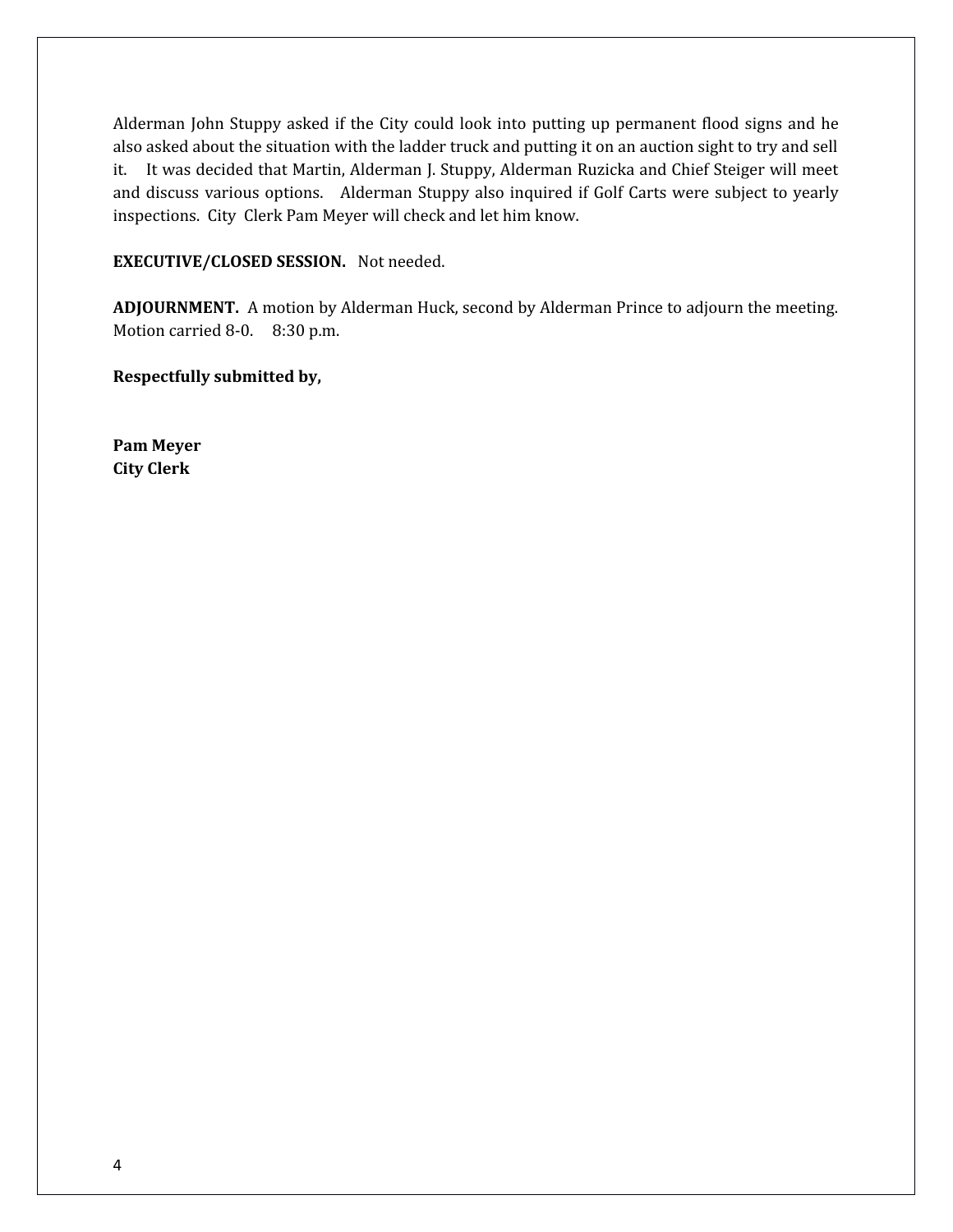Alderman John Stuppy asked if the City could look into putting up permanent flood signs and he also asked about the situation with the ladder truck and putting it on an auction sight to try and sell it. It was decided that Martin, Alderman J. Stuppy, Alderman Ruzicka and Chief Steiger will meet and discuss various options. Alderman Stuppy also inquired if Golf Carts were subject to yearly inspections. City Clerk Pam Meyer will check and let him know.

**EXECUTIVE/CLOSED SESSION.** Not needed.

**ADJOURNMENT.** A motion by Alderman Huck, second by Alderman Prince to adjourn the meeting. Motion carried 8-0. 8:30 p.m.

**Respectfully submitted by,**

**Pam Meyer**
**City Clerk**